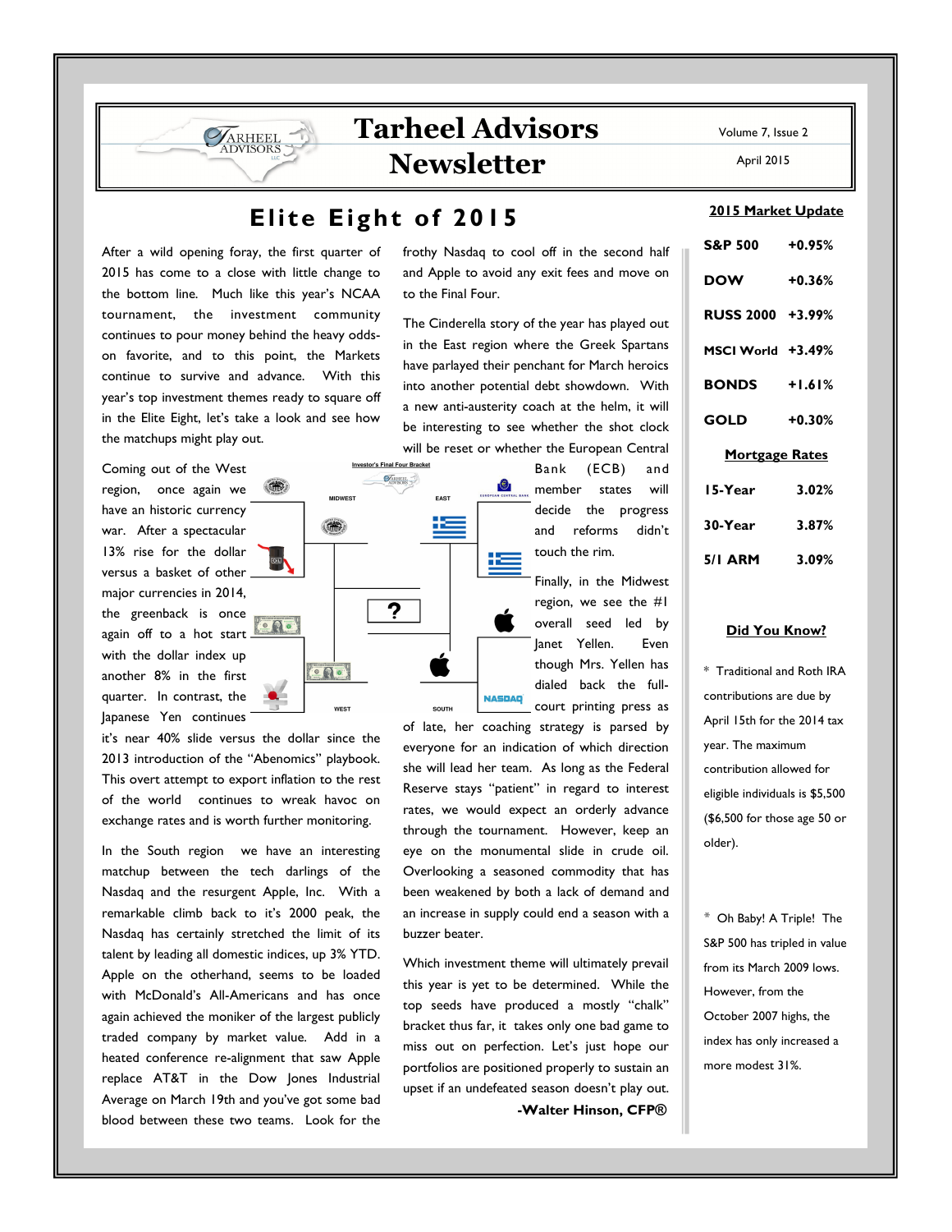# Tarheel Advisors Newsletter

Volume 7, Issue 2

April 2015

## Elite Eight of 2015

After a wild opening foray, the first quarter of 2015 has come to a close with little change to the bottom line. Much like this year's NCAA tournament, the investment community continues to pour money behind the heavy odds-on favorite, and to this point, the Markets continue to survive and advance. With this year's top investment themes ready to square off in the Elite Eight, let's take a look and see how the matchups might play out.

Coming out of the West region, once again we have an historic currency war. After a spectacular 13% rise for the dollar versus a basket of other major currencies in 2014, the greenback is once again off to a hot start with the dollar index up another 8% in the first quarter. In contrast, the Japanese Yen continues it's near 40% slide versus the dollar since the 2013 introduction of the "Abenomics" playbook. This overt attempt to export inflation to the rest of the world continues to wreak havoc on exchange rates and is worth further monitoring.

In the South region we have an interesting matchup between the tech darlings of the Nasdaq and the resurgent Apple, Inc. With a remarkable climb back to it's 2000 peak, the Nasdaq has certainly stretched the limit of its talent by leading all domestic indices, up 3% YTD. Apple on the otherhand, seems to be loaded with McDonald's All-Americans and has once again achieved the moniker of the largest publicly traded company by market value. Add in a heated conference re-alignment that saw Apple replace AT&T in the Dow Jones Industrial Average on March 19th and you've got some bad blood between these two teams. Look for the frothy Nasdaq to cool off in the second half and Apple to avoid any exit fees and move on to the Final Four.

The Cinderella story of the year has played out in the East region where the Greek Spartans have parlayed their penchant for March heroics into another potential debt showdown. With a new anti-austerity coach at the helm, it will be interesting to see whether the shot clock will be reset or whether the European Central Bank (ECB) and member states will decide the progress and reforms didn't touch the rim.

Finally, in the Midwest region, we see the #1 overall seed led by Janet Yellen. Even though Mrs. Yellen has dialed back the full-court printing press as of late, her coaching strategy is parsed by everyone for an indication of which direction she will lead her team. As long as the Federal Reserve stays "patient" in regard to interest rates, we would expect an orderly advance through the tournament. However, keep an eye on the monumental slide in crude oil. Overlooking a seasoned commodity that has been weakened by both a lack of demand and an increase in supply could end a season with a buzzer beater.

Which investment theme will ultimately prevail this year is yet to be determined. While the top seeds have produced a mostly "chalk" bracket thus far, it takes only one bad game to miss out on perfection. Let's just hope our portfolios are positioned properly to sustain an upset if an undefeated season doesn't play out.

**-Walter Hinson, CFP®**

Investor's Final Four Bracket: MIDWEST, EAST, WEST, SOUTH, ?

### 2015 Market Update

| | |
|---|---|
| **S&P 500** | **+0.95%** |
| **DOW** | **+0.36%** |
| **RUSS 2000** | **+3.99%** |
| **MSCI World** | **+3.49%** |
| **BONDS** | **+1.61%** |
| **GOLD** | **+0.30%** |

### Mortgage Rates

| | |
|---|---|
| **15-Year** | **3.02%** |
| **30-Year** | **3.87%** |
| **5/1 ARM** | **3.09%** |

### Did You Know?

* Traditional and Roth IRA contributions are due by April 15th for the 2014 tax year. The maximum contribution allowed for eligible individuals is $5,500 ($6,500 for those age 50 or older).

* Oh Baby! A Triple! The S&P 500 has tripled in value from its March 2009 lows. However, from the October 2007 highs, the index has only increased a more modest 31%.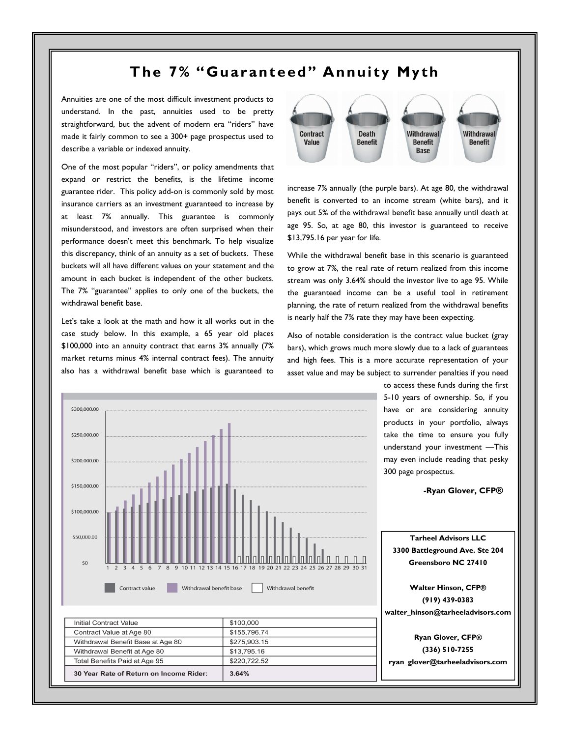# The 7% "Guaranteed" Annuity Myth

Contract Value

Death Benefit

Withdrawal Benefit Base

Withdrawal Benefit

Annuities are one of the most difficult investment products to understand. In the past, annuities used to be pretty straightforward, but the advent of modern era "riders" have made it fairly common to see a 300+ page prospectus used to describe a variable or indexed annuity.

One of the most popular "riders", or policy amendments that expand or restrict the benefits, is the lifetime income guarantee rider. This policy add-on is commonly sold by most insurance carriers as an investment guaranteed to increase by at least 7% annually. This guarantee is commonly misunderstood, and investors are often surprised when their performance doesn't meet this benchmark. To help visualize this discrepancy, think of an annuity as a set of buckets. These buckets will all have different values on your statement and the amount in each bucket is independent of the other buckets. The 7% "guarantee" applies to only one of the buckets, the withdrawal benefit base.

Let's take a look at the math and how it all works out in the case study below. In this example, a 65 year old places $100,000 into an annuity contract that earns 3% annually (7% market returns minus 4% internal contract fees). The annuity also has a withdrawal benefit base which is guaranteed to increase 7% annually (the purple bars). At age 80, the withdrawal benefit is converted to an income stream (white bars), and it pays out 5% of the withdrawal benefit base annually until death at age 95. So, at age 80, this investor is guaranteed to receive $13,795.16 per year for life.

While the withdrawal benefit base in this scenario is guaranteed to grow at 7%, the real rate of return realized from this income stream was only 3.64% should the investor live to age 95. While the guaranteed income can be a useful tool in retirement planning, the rate of return realized from the withdrawal benefits is nearly half the 7% rate they may have been expecting.

Also of notable consideration is the contract value bucket (gray bars), which grows much more slowly due to a lack of guarantees and high fees. This is a more accurate representation of your asset value and may be subject to surrender penalties if you need to access these funds during the first 5-10 years of ownership. So, if you have or are considering annuity products in your portfolio, always take the time to ensure you fully understand your investment —This may even include reading that pesky 300 page prospectus.

**-Ryan Glover, CFP®**

$300,000.00
$250,000.00
$200,000.00
$150,000.00
$100,000.00
$50,000.00
$0
1 2 3 4 5 6 7 8 9 10 11 12 13 14 15 16 17 18 19 20 21 22 23 24 25 26 27 28 29 30 31
Contract value
Withdrawal benefit base
Withdrawal benefit

| | |
|---|---|
| Initial Contract Value | $100,000 |
| Contract Value at Age 80 | $155,796.74 |
| Withdrawal Benefit Base at Age 80 | $275,903.15 |
| Withdrawal Benefit at Age 80 | $13,795.16 |
| Total Benefits Paid at Age 95 | $220,722.52 |
| **30 Year Rate of Return on Income Rider:** | **3.64%** |

**Tarheel Advisors LLC**
**3300 Battleground Ave. Ste 204**
**Greensboro NC 27410**

**Walter Hinson, CFP®**
**(919) 439-0383**
**walter_hinson@tarheeladvisors.com**

**Ryan Glover, CFP®**
**(336) 510-7255**
**ryan_glover@tarheeladvisors.com**